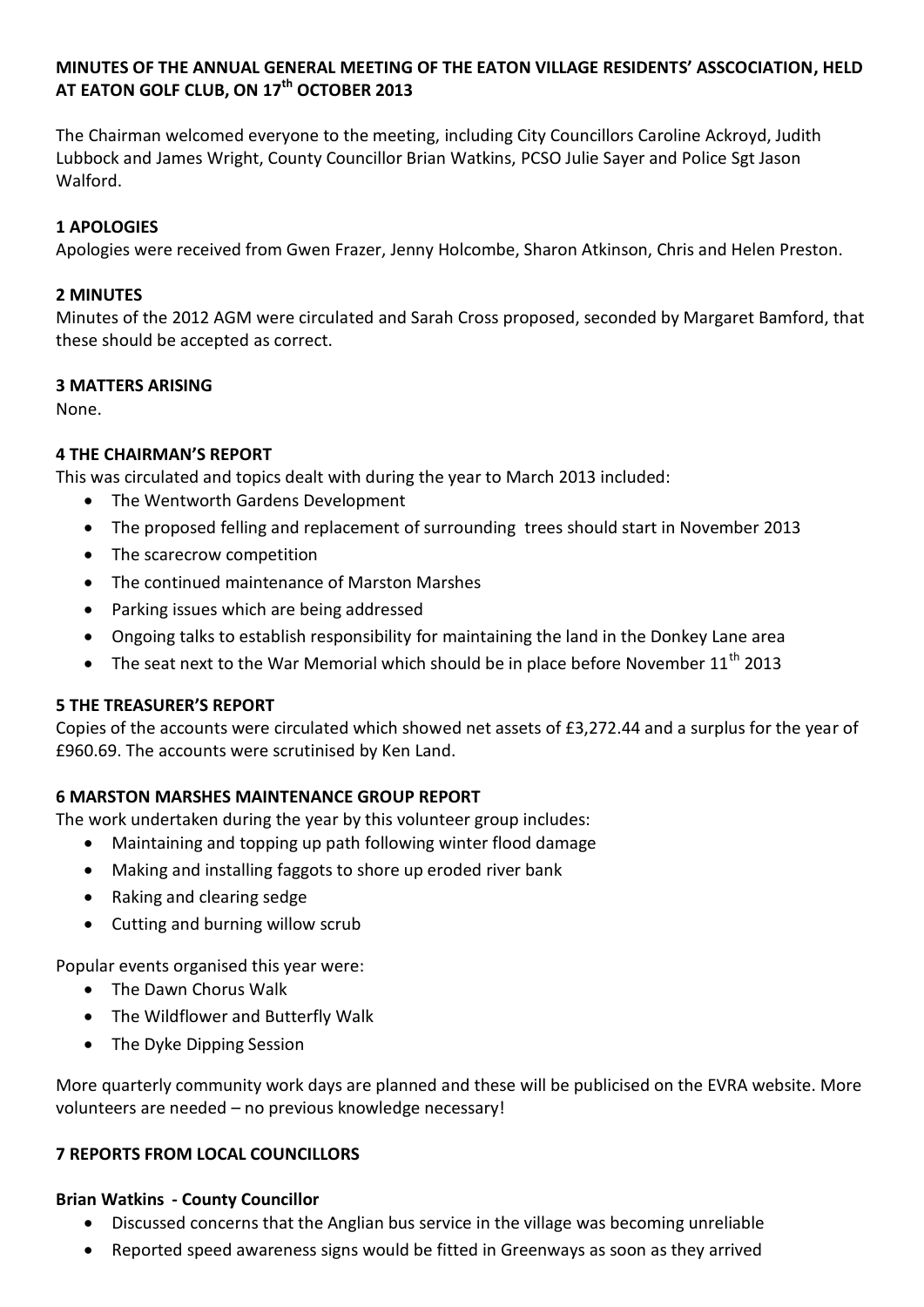**MINUTES OF THE ANNUAL GENERAL MEETING OF THE EATON VILLAGE RESIDENTS' ASSCOCIATION, HELD AT EATON GOLF CLUB, ON 17th OCTOBER 2013**

The Chairman welcomed everyone to the meeting, including City Councillors Caroline Ackroyd, Judith Lubbock and James Wright, County Councillor Brian Watkins, PCSO Julie Sayer and Police Sgt Jason Walford.

**1 APOLOGIES**

Apologies were received from Gwen Frazer, Jenny Holcombe, Sharon Atkinson, Chris and Helen Preston.

**2 MINUTES**

Minutes of the 2012 AGM were circulated and Sarah Cross proposed, seconded by Margaret Bamford, that these should be accepted as correct.

**3 MATTERS ARISING**

None.

**4 THE CHAIRMAN'S REPORT**

This was circulated and topics dealt with during the year to March 2013 included:

- The Wentworth Gardens Development
- The proposed felling and replacement of surrounding trees should start in November 2013
- The scarecrow competition
- The continued maintenance of Marston Marshes
- Parking issues which are being addressed
- Ongoing talks to establish responsibility for maintaining the land in the Donkey Lane area
- The seat next to the War Memorial which should be in place before November 11th 2013

**5 THE TREASURER'S REPORT**

Copies of the accounts were circulated which showed net assets of £3,272.44 and a surplus for the year of £960.69. The accounts were scrutinised by Ken Land.

**6 MARSTON MARSHES MAINTENANCE GROUP REPORT**

The work undertaken during the year by this volunteer group includes:

- Maintaining and topping up path following winter flood damage
- Making and installing faggots to shore up eroded river bank
- Raking and clearing sedge
- Cutting and burning willow scrub

Popular events organised this year were:

- The Dawn Chorus Walk
- The Wildflower and Butterfly Walk
- The Dyke Dipping Session

More quarterly community work days are planned and these will be publicised on the EVRA website. More volunteers are needed – no previous knowledge necessary!

**7 REPORTS FROM LOCAL COUNCILLORS**

**Brian Watkins - County Councillor**

- Discussed concerns that the Anglian bus service in the village was becoming unreliable
- Reported speed awareness signs would be fitted in Greenways as soon as they arrived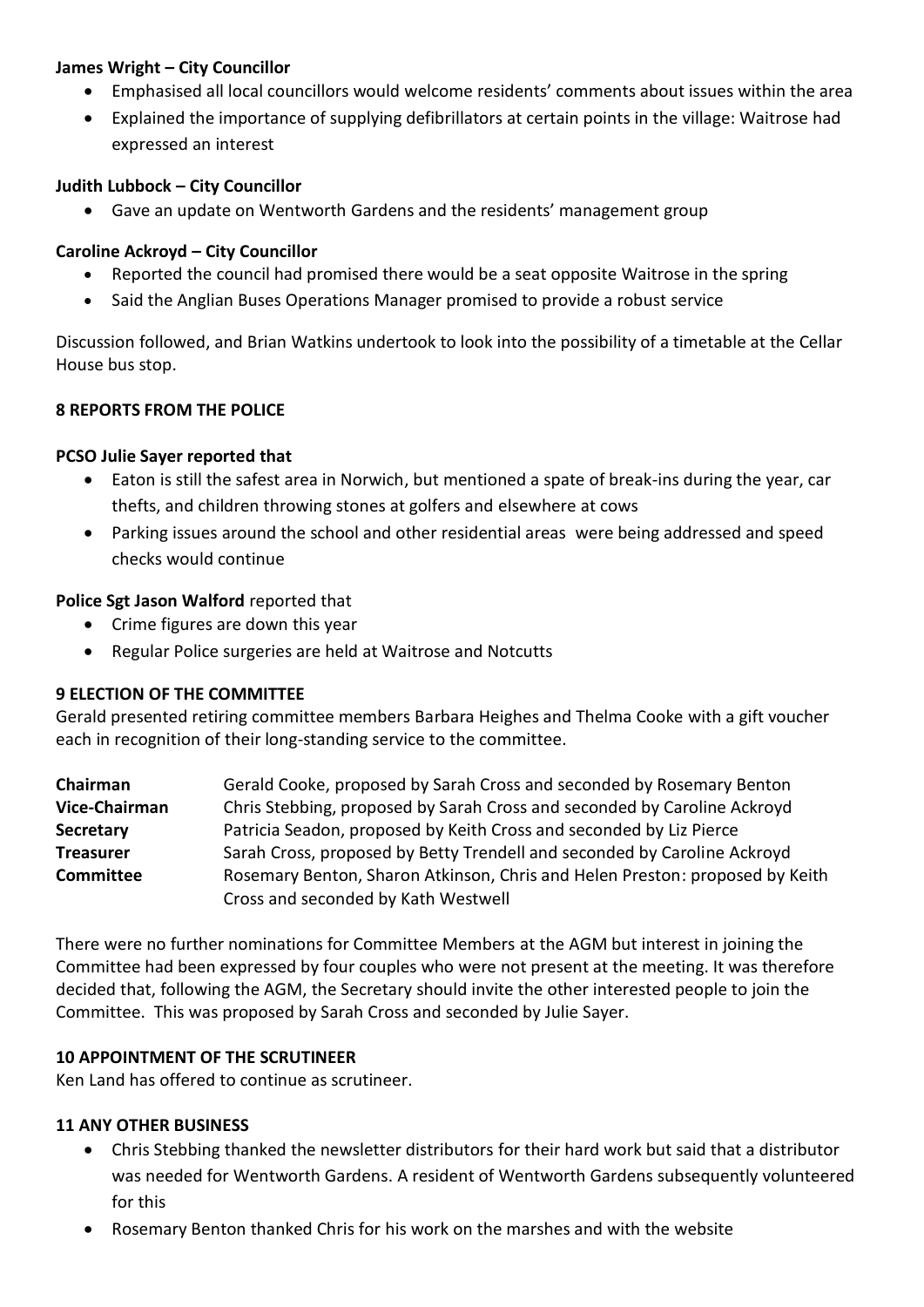**James Wright – City Councillor**

- Emphasised all local councillors would welcome residents' comments about issues within the area
- Explained the importance of supplying defibrillators at certain points in the village: Waitrose had expressed an interest

**Judith Lubbock – City Councillor**

- Gave an update on Wentworth Gardens and the residents' management group

**Caroline Ackroyd – City Councillor**

- Reported the council had promised there would be a seat opposite Waitrose in the spring
- Said the Anglian Buses Operations Manager promised to provide a robust service

Discussion followed, and Brian Watkins undertook to look into the possibility of a timetable at the Cellar House bus stop.

**8 REPORTS FROM THE POLICE**

**PCSO Julie Sayer reported that**

- Eaton is still the safest area in Norwich, but mentioned a spate of break-ins during the year, car thefts, and children throwing stones at golfers and elsewhere at cows
- Parking issues around the school and other residential areas were being addressed and speed checks would continue

**Police Sgt Jason Walford** reported that

- Crime figures are down this year
- Regular Police surgeries are held at Waitrose and Notcutts

**9 ELECTION OF THE COMMITTEE**

Gerald presented retiring committee members Barbara Heighes and Thelma Cooke with a gift voucher each in recognition of their long-standing service to the committee.

| | |
|---|---|
| **Chairman** | Gerald Cooke, proposed by Sarah Cross and seconded by Rosemary Benton |
| **Vice-Chairman** | Chris Stebbing, proposed by Sarah Cross and seconded by Caroline Ackroyd |
| **Secretary** | Patricia Seadon, proposed by Keith Cross and seconded by Liz Pierce |
| **Treasurer** | Sarah Cross, proposed by Betty Trendell and seconded by Caroline Ackroyd |
| **Committee** | Rosemary Benton, Sharon Atkinson, Chris and Helen Preston: proposed by Keith Cross and seconded by Kath Westwell |

There were no further nominations for Committee Members at the AGM but interest in joining the Committee had been expressed by four couples who were not present at the meeting. It was therefore decided that, following the AGM, the Secretary should invite the other interested people to join the Committee. This was proposed by Sarah Cross and seconded by Julie Sayer.

**10 APPOINTMENT OF THE SCRUTINEER**

Ken Land has offered to continue as scrutineer.

**11 ANY OTHER BUSINESS**

- Chris Stebbing thanked the newsletter distributors for their hard work but said that a distributor was needed for Wentworth Gardens. A resident of Wentworth Gardens subsequently volunteered for this
- Rosemary Benton thanked Chris for his work on the marshes and with the website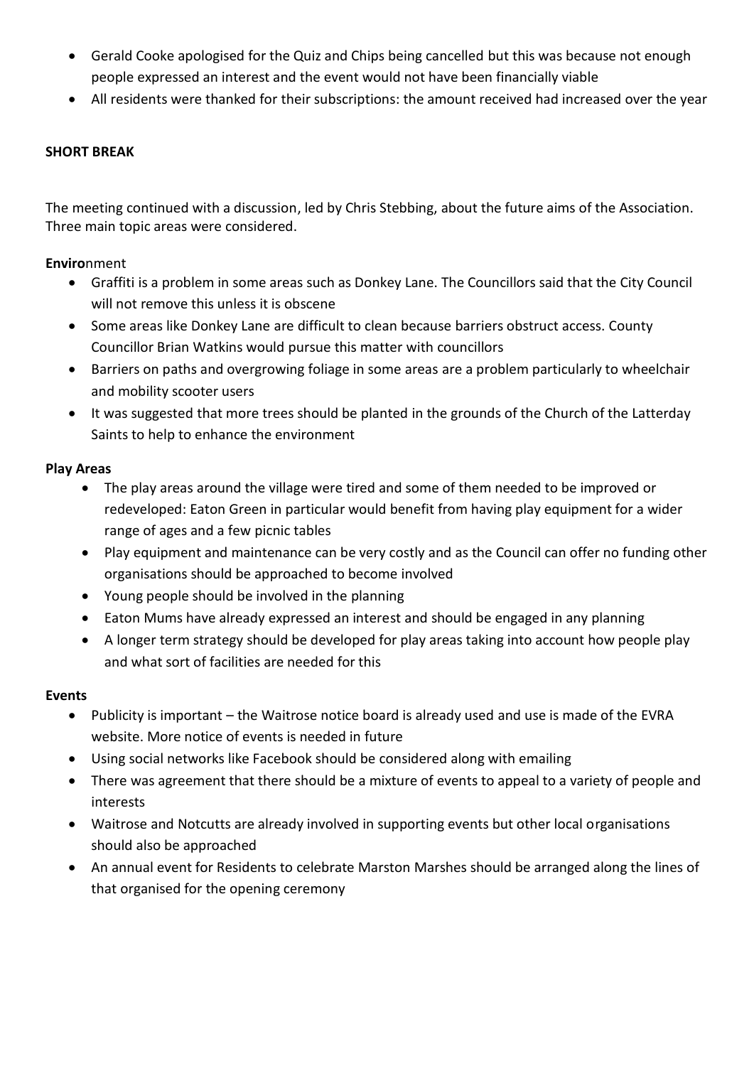- Gerald Cooke apologised for the Quiz and Chips being cancelled but this was because not enough people expressed an interest and the event would not have been financially viable
- All residents were thanked for their subscriptions: the amount received had increased over the year

**SHORT BREAK**

The meeting continued with a discussion, led by Chris Stebbing, about the future aims of the Association. Three main topic areas were considered.

**Enviro**nment

- Graffiti is a problem in some areas such as Donkey Lane. The Councillors said that the City Council will not remove this unless it is obscene
- Some areas like Donkey Lane are difficult to clean because barriers obstruct access. County Councillor Brian Watkins would pursue this matter with councillors
- Barriers on paths and overgrowing foliage in some areas are a problem particularly to wheelchair and mobility scooter users
- It was suggested that more trees should be planted in the grounds of the Church of the Latterday Saints to help to enhance the environment

**Play Areas**

- The play areas around the village were tired and some of them needed to be improved or redeveloped: Eaton Green in particular would benefit from having play equipment for a wider range of ages and a few picnic tables
- Play equipment and maintenance can be very costly and as the Council can offer no funding other organisations should be approached to become involved
- Young people should be involved in the planning
- Eaton Mums have already expressed an interest and should be engaged in any planning
- A longer term strategy should be developed for play areas taking into account how people play and what sort of facilities are needed for this

**Events**

- Publicity is important – the Waitrose notice board is already used and use is made of the EVRA website. More notice of events is needed in future
- Using social networks like Facebook should be considered along with emailing
- There was agreement that there should be a mixture of events to appeal to a variety of people and interests
- Waitrose and Notcutts are already involved in supporting events but other local organisations should also be approached
- An annual event for Residents to celebrate Marston Marshes should be arranged along the lines of that organised for the opening ceremony